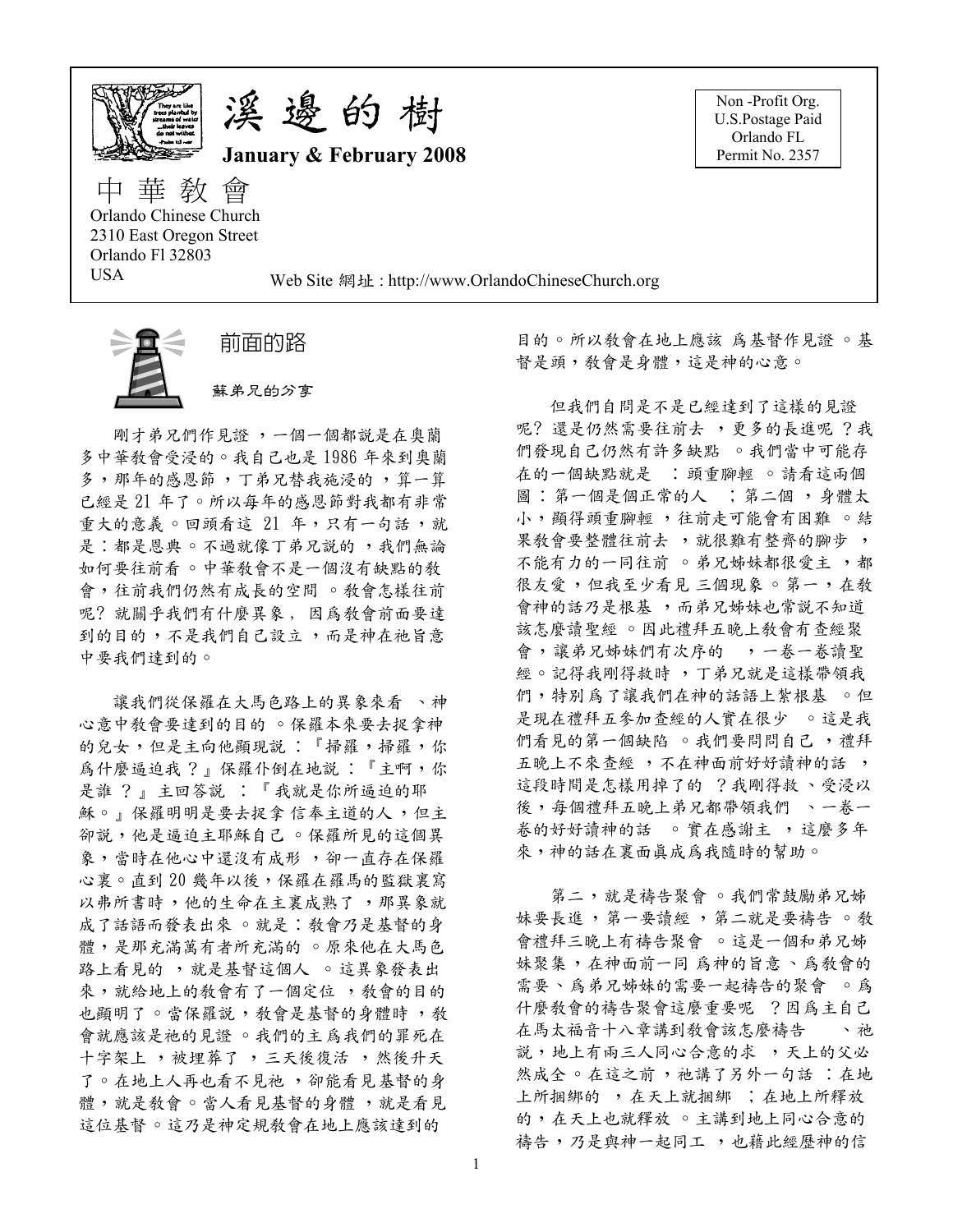# 溪邊的樹

**January & February 2008**

Non -Profit Org.
U.S.Postage Paid
Orlando FL
Permit No. 2357

中華教會

Orlando Chinese Church
2310 East Oregon Street
Orlando Fl 32803
USA

Web Site 網址 : http://www.OrlandoChineseChurch.org

## 前面的路

蘇弟兄的分享

剛才弟兄們作見證，一個一個都說是在奧蘭多中華教會受浸的。我自己也是 1986 年來到奧蘭多，那年的感恩節，丁弟兄替我施浸的，算一算已經是 21 年了。所以每年的感恩節對我都有非常重大的意義。回頭看這 21 年，只有一句話，就是：都是恩典。不過就像丁弟兄說的，我們無論如何要往前看。中華教會不是一個沒有缺點的教會，往前我們仍然有成長的空間。教會怎樣往前呢? 就關乎我們有什麼異象，因爲教會前面要達到的目的，不是我們自己設立，而是神在祂旨意中要我們達到的。

讓我們從保羅在大馬色路上的異象來看、神心意中教會要達到的目的。保羅本來要去捉拿神的兒女，但是主向他顯現說：『掃羅，掃羅，你爲什麼逼迫我？』保羅仆倒在地說：『主啊，你是誰？』主回答說：『我就是你所逼迫的耶穌。』保羅明明是要去捉拿信奉主道的人，但主卻說，他是逼迫主耶穌自己。保羅所見的這個異象，當時在他心中還沒有成形，卻一直存在保羅心裏。直到 20 幾年以後，保羅在羅馬的監獄裏寫以弗所書時，他的生命在主裏成熟了，那異象就成了話語而發表出來。就是：教會乃是基督的身體，是那充滿萬有者所充滿的。原來他在大馬色路上看見的，就是基督這個人。這異象發表出來，就給地上的教會有了一個定位，教會的目的也顯明了。當保羅說，教會是基督的身體時，教會就應該是祂的見證。我們的主爲我們的罪死在十字架上，被埋葬了，三天後復活，然後升天了。在地上人再也看不見祂，卻能看見基督的身體，就是教會。當人看見基督的身體，就是看見這位基督。這乃是神定規教會在地上應該達到的目的。所以教會在地上應該爲基督作見證。基督是頭，教會是身體，這是神的心意。

但我們自問是不是已經達到了這樣的見證呢? 還是仍然需要往前去，更多的長進呢？我們發現自己仍然有許多缺點。我們當中可能存在的一個缺點就是：頭重腳輕。請看這兩個圖：第一個是個正常的人；第二個，身體太小，顯得頭重腳輕，往前走可能會有困難。結果教會要整體往前去，就很難有整齊的腳步，不能有力的一同往前。弟兄姊妹都很愛主，都很友愛，但我至少看見三個現象。第一，在教會神的話乃是根基，而弟兄姊妹也常說不知道該怎麼讀聖經。因此禮拜五晚上教會有查經聚會，讓弟兄姊妹們有次序的，一卷一卷讀聖經。記得我剛得救時，丁弟兄就是這樣帶領我們，特別爲了讓我們在神的話語上紮根基。但是現在禮拜五參加查經的人實在很少。這是我們看見的第一個缺陷。我們要問問自己，禮拜五晚上不來查經，不在神面前好好讀神的話，這段時間是怎樣用掉了的？我剛得救、受浸以後，每個禮拜五晚上弟兄都帶領我們、一卷一卷的好好讀神的話。實在感謝主，這麼多年來，神的話在裏面眞成爲我隨時的幫助。

第二，就是禱告聚會。我們常鼓勵弟兄姊妹要長進，第一要讀經，第二就是要禱告。教會禮拜三晚上有禱告聚會。這是一個和弟兄姊妹聚集，在神面前一同爲神的旨意、爲教會的需要、爲弟兄姊妹的需要一起禱告的聚會。爲什麼教會的禱告聚會這麼重要呢？因爲主自己在馬太福音十八章講到教會該怎麼禱告、祂說，地上有兩三人同心合意的求，天上的父必然成全。在這之前，祂講了另外一句話：在地上所捆綁的，在天上就捆綁；在地上所釋放的，在天上也就釋放。主講到地上同心合意的禱告，乃是與神一起同工，也藉此經歷神的信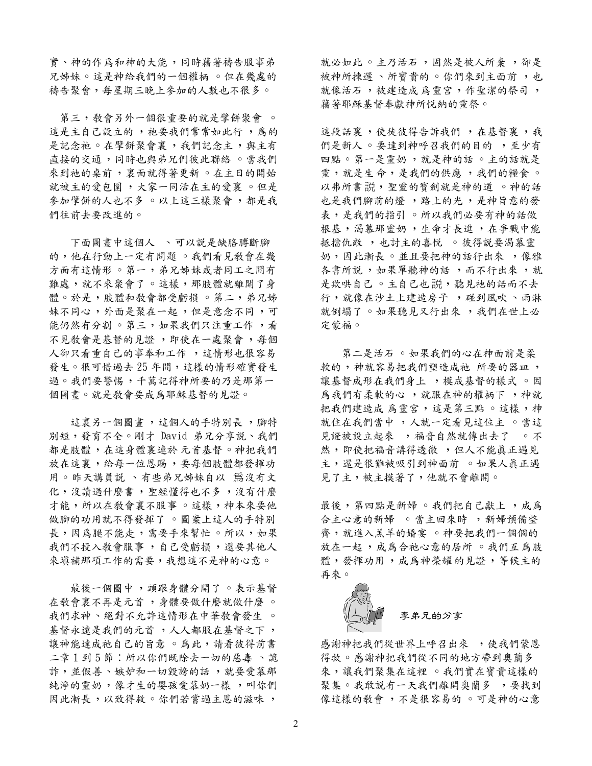實、神的作爲和神的大能，同時藉著禱告服事弟兄姊妹。這是神給我們的一個權柄。但在幾處的禱告聚會，每星期三晚上參加的人數也不很多。

第三，教會另外一個很重要的就是擘餅聚會。這是主自己設立的，祂要我們常常如此行，爲的是記念祂。在擘餅聚會裏，我們記念主，與主有直接的交通，同時也與弟兄們彼此聯絡。當我們來到祂的桌前，裏面就得著更新。在主日的開始就被主的愛包圍，大家一同活在主的愛裏。但是參加擘餅的人也不多。以上這三樣聚會，都是我們往前去要改進的。

下面圖畫中這個人、可以說是缺胳膊斷腳的，他在行動上一定有問題。我們看見教會在幾方面有這情形。第一，弟兄姊妹或者同工之間有難處，就不來聚會了。這樣，那肢體就離開了身體。於是，肢體和教會都受虧損。第二，弟兄姊妹不同心，外面是聚在一起，但是意念不同，可能仍然有分割。第三，如果我們只注重工作，看不見教會是基督的見證，即使在一處聚會，每個人卻只看重自己的事奉和工作，這情形也很容易發生。很可惜過去 25 年間，這樣的情形確實發生過。我們要警惕，千萬記得神所要的乃是那第一個圖畫。就是教會要成爲耶穌基督的見證。

這裏另一個圖畫，這個人的手特別長，腳特別短，發育不全。剛才 David 弟兄分享說、我們都是肢體，在這身體裏連於元首基督。神把我們放在這裏，給每一位恩賜，要每個肢體都發揮功用。昨天講員說、有些弟兄姊妹自以爲沒有文化，沒讀過什麼書，聖經懂得也不多，沒有什麼才能，所以在教會裏不服事。這樣，神本來要他做腳的功用就不得發揮了。圖案上這人的手特別長，因爲腿不能走，需要手來幫忙。所以，如果我們不投入教會服事，自己受虧損，還要其他人來填補那項工作的需要，我想這不是神的心意。

最後一個圖中，頭跟身體分開了。表示基督在教會裏不再是元首，身體要做什麼就做什麼。我們求神、絕對不允許這情形在中華教會發生。基督永遠是我們的元首，人人都服在基督之下，讓神能達成祂自己的旨意。爲此，請看彼得前書二章 1 到 5 節：所以你們既除去一切的惡毒、詭詐，並假善、嫉妒和一切毀謗的話，就要愛慕那純淨的靈奶，像才生的嬰孩愛慕奶一樣，叫你們因此漸長，以致得救。你們若嘗過主恩的滋味，就必如此。主乃活石，固然是被人所棄，卻是被神所揀選、所寶貴的。你們來到主面前，也就像活石，被建造成爲靈宮，作聖潔的祭司，藉著耶穌基督奉獻神所悅納的靈祭。

這段話裏，使徒彼得告訴我們，在基督裏，我們是新人。要達到神呼召我們的目的，至少有四點。第一是靈奶，就是神的話。主的話就是靈，就是生命，是我們的供應，我們的糧食。以弗所書說，聖靈的寶劍就是神的道。神的話也是我們腳前的燈，路上的光，是神旨意的發表，是我們的指引。所以我們必要有神的話做根基，渴慕那靈奶，生命才長進，在爭戰中能抵擋仇敵，也討主的喜悅。彼得說要渴慕靈奶，因此漸長。並且要把神的話行出來，像雅各書所說，如果單聽神的話，而不行出來，就是欺哄自己。主自己也說，聽見祂的話而不去行，就像在沙土上建造房子，碰到風吹、雨淋就倒塌了。如果聽見又行出來，我們在世上必定蒙福。

第二是活石。如果我們的心在神面前是柔軟的，神就容易把我們塑造成祂所要的器皿，讓基督成形在我們身上，模成基督的樣式。因爲我們有柔軟的心，就服在神的權柄下，神就把我們建造成爲靈宮，這是第三點。這樣，神就住在我們當中，人就一定看見這位主。當這見證被設立起來，福音自然就傳出去了。不然，即使把福音講得透徹，但人不能眞正遇見主，還是很難被吸引到神面前。如果人眞正遇見了主，被主摸著了，他就不會離開。

最後，第四點是新婦。我們把自己獻上，成爲合主心意的新婦。當主回來時，新婦預備整齊，就進入羔羊的婚宴。神要把我們一個個的放在一起，成爲合祂心意的居所。我們互爲肢體，發揮功用，成爲神榮耀的見證，等候主的再來。

## 李弟兄的分享

感謝神把我們從世界上呼召出來，使我們蒙恩得救。感謝神把我們從不同的地方帶到奧蘭多來，讓我們聚集在這裡。我們實在寶貴這樣的聚集。我敢說有一天我們離開奧蘭多，要找到像這樣的教會，不是很容易的。可是神的心意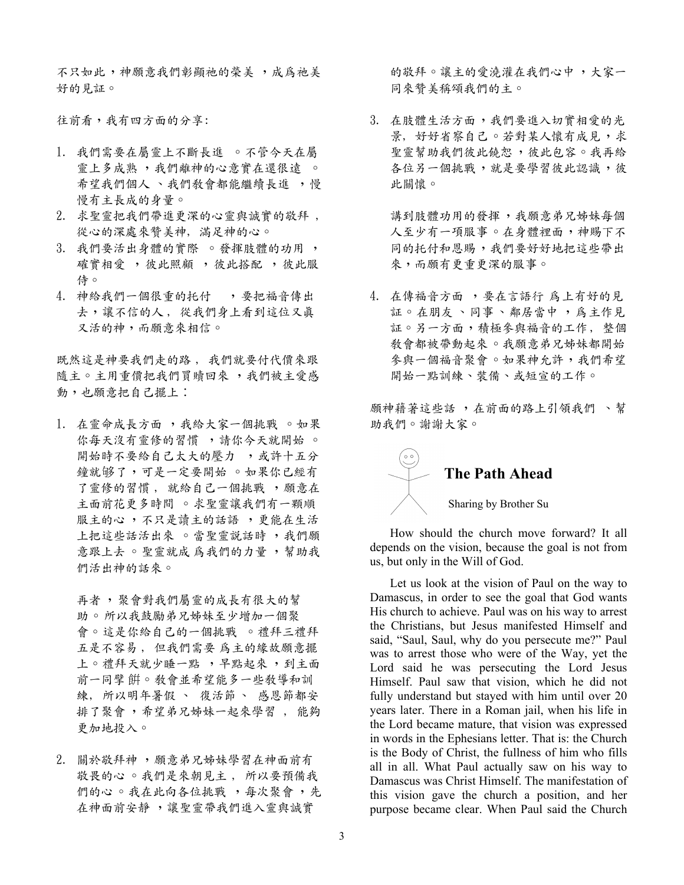不只如此，神願意我們彰顯祂的榮美 ，成爲祂美好的見証。

往前看，我有四方面的分享：

1. 我們需要在屬靈上不斷長進 。不管今天在屬靈上多成熟 ，我們離神的心意實在還很遠 。希望我們個人 、我們教會都能繼續長進 ，慢慢有主長成的身量。
2. 求聖靈把我們帶進更深的心靈與誠實的敬拜，從心的深處來贊美神，滿足神的心。
3. 我們要活出身體的實際 。發揮肢體的功用 ，確實相愛 ，彼此照顧 ，彼此搭配 ，彼此服侍。
4. 神給我們一個很重的托付 ，要把福音傳出去，讓不信的人， 從我們身上看到這位又真又活的神，而願意來相信。

既然這是神要我們走的路， 我們就要付代價來跟隨主。主用重價把我們買贖回來 ，我們被主愛感動，也願意把自己擺上：

1. 在靈命成長方面 ，我給大家一個挑戰 。如果你每天沒有靈修的習慣 ，請你今天就開始 。開始時不要給自己太大的壓力 ，或許十五分鐘就够了，可是一定要開始 。如果你已經有了靈修的習慣， 就給自己一個挑戰 ，願意在主面前花更多時間 。求聖靈讓我們有一顆順服主的心，不只是讀主的話語 ，更能在生活上把這些話活出來 。當聖靈說話時 ，我們願意跟上去 。聖靈就成 爲我們的力量 ，幫助我們活出神的話來。

   再者 ，聚會對我們屬靈的成長有很大的幫助 。所以我鼓勵弟兄姊妹至少增加一個聚會。這是你給自己的一個挑戰 。禮拜三禮拜五是不容易， 但我們需要 爲主的緣故願意擺上。禮拜天就少睡一點 ，早點起來 ，到主面前一同擘 餅。教會並希望能多一些教導和訓練， 所以明年暑假 、 復活節 、 感恩節都安排了聚會 ，希望弟兄姊妹一起來學習 ， 能夠更加地投入。

2. 關於敬拜神 ，願意弟兄姊妹學習在神面前有敬畏的心 。我們是來朝見主， 所以要預備我們的心。我在此向各位挑戰 ，每次聚會 ，先在神面前安靜 ，讓聖靈帶我們進入靈與誠實的敬拜。讓主的愛澆灌在我們心中 ，大家一同來贊美稱頌我們的主。

3. 在肢體生活方面，我們要進入切實相愛的光景， 好好省察自己。若對某人懷有成見，求聖靈幫助我們彼此饒恕，彼此包容。我再給各位另一個挑戰，就是要學習彼此認識，彼此關懷。

   講到肢體功用的發揮，我願意弟兄姊妹每個人至少有一項服事。在身體裡面，神賜下不同的托付和恩賜，我們要好好地把這些帶出來，而願有更重更深的服事。

4. 在傳福音方面 ，要在言語行 爲上有好的見証。在朋友 、同事 、鄰居當中 ，爲主作見証。另一方面，積極參與福音的工作， 整個教會都被帶動起來。我願意弟兄姊妹都開始參與一個福音聚會。如果神允許，我們希望開始一點訓練、裝備、或短宣的工作。

願神藉著這些話 ，在前面的路上引領我們 、幫助我們。謝謝大家。

## The Path Ahead

Sharing by Brother Su

How should the church move forward? It all depends on the vision, because the goal is not from us, but only in the Will of God.

Let us look at the vision of Paul on the way to Damascus, in order to see the goal that God wants His church to achieve. Paul was on his way to arrest the Christians, but Jesus manifested Himself and said, "Saul, Saul, why do you persecute me?" Paul was to arrest those who were of the Way, yet the Lord said he was persecuting the Lord Jesus Himself. Paul saw that vision, which he did not fully understand but stayed with him until over 20 years later. There in a Roman jail, when his life in the Lord became mature, that vision was expressed in words in the Ephesians letter. That is: the Church is the Body of Christ, the fullness of him who fills all in all. What Paul actually saw on his way to Damascus was Christ Himself. The manifestation of this vision gave the church a position, and her purpose became clear. When Paul said the Church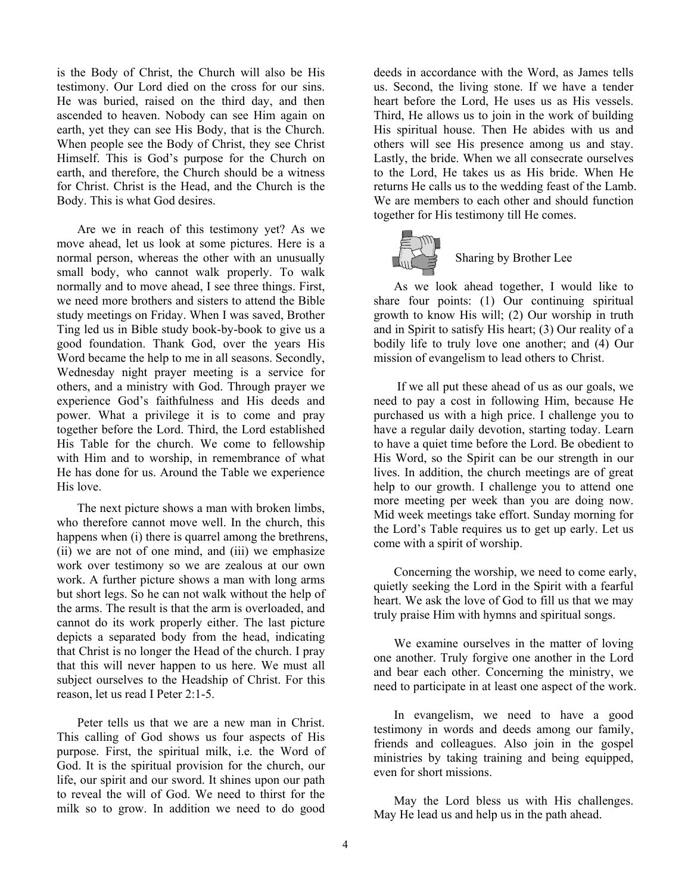is the Body of Christ, the Church will also be His testimony. Our Lord died on the cross for our sins. He was buried, raised on the third day, and then ascended to heaven. Nobody can see Him again on earth, yet they can see His Body, that is the Church. When people see the Body of Christ, they see Christ Himself. This is God's purpose for the Church on earth, and therefore, the Church should be a witness for Christ. Christ is the Head, and the Church is the Body. This is what God desires.

Are we in reach of this testimony yet? As we move ahead, let us look at some pictures. Here is a normal person, whereas the other with an unusually small body, who cannot walk properly. To walk normally and to move ahead, I see three things. First, we need more brothers and sisters to attend the Bible study meetings on Friday. When I was saved, Brother Ting led us in Bible study book-by-book to give us a good foundation. Thank God, over the years His Word became the help to me in all seasons. Secondly, Wednesday night prayer meeting is a service for others, and a ministry with God. Through prayer we experience God's faithfulness and His deeds and power. What a privilege it is to come and pray together before the Lord. Third, the Lord established His Table for the church. We come to fellowship with Him and to worship, in remembrance of what He has done for us. Around the Table we experience His love.

The next picture shows a man with broken limbs, who therefore cannot move well. In the church, this happens when (i) there is quarrel among the brethrens, (ii) we are not of one mind, and (iii) we emphasize work over testimony so we are zealous at our own work. A further picture shows a man with long arms but short legs. So he can not walk without the help of the arms. The result is that the arm is overloaded, and cannot do its work properly either. The last picture depicts a separated body from the head, indicating that Christ is no longer the Head of the church. I pray that this will never happen to us here. We must all subject ourselves to the Headship of Christ. For this reason, let us read I Peter 2:1-5.

Peter tells us that we are a new man in Christ. This calling of God shows us four aspects of His purpose. First, the spiritual milk, i.e. the Word of God. It is the spiritual provision for the church, our life, our spirit and our sword. It shines upon our path to reveal the will of God. We need to thirst for the milk so to grow. In addition we need to do good deeds in accordance with the Word, as James tells us. Second, the living stone. If we have a tender heart before the Lord, He uses us as His vessels. Third, He allows us to join in the work of building His spiritual house. Then He abides with us and others will see His presence among us and stay. Lastly, the bride. When we all consecrate ourselves to the Lord, He takes us as His bride. When He returns He calls us to the wedding feast of the Lamb. We are members to each other and should function together for His testimony till He comes.

## Sharing by Brother Lee

As we look ahead together, I would like to share four points: (1) Our continuing spiritual growth to know His will; (2) Our worship in truth and in Spirit to satisfy His heart; (3) Our reality of a bodily life to truly love one another; and (4) Our mission of evangelism to lead others to Christ.

If we all put these ahead of us as our goals, we need to pay a cost in following Him, because He purchased us with a high price. I challenge you to have a regular daily devotion, starting today. Learn to have a quiet time before the Lord. Be obedient to His Word, so the Spirit can be our strength in our lives. In addition, the church meetings are of great help to our growth. I challenge you to attend one more meeting per week than you are doing now. Mid week meetings take effort. Sunday morning for the Lord's Table requires us to get up early. Let us come with a spirit of worship.

Concerning the worship, we need to come early, quietly seeking the Lord in the Spirit with a fearful heart. We ask the love of God to fill us that we may truly praise Him with hymns and spiritual songs.

We examine ourselves in the matter of loving one another. Truly forgive one another in the Lord and bear each other. Concerning the ministry, we need to participate in at least one aspect of the work.

In evangelism, we need to have a good testimony in words and deeds among our family, friends and colleagues. Also join in the gospel ministries by taking training and being equipped, even for short missions.

May the Lord bless us with His challenges. May He lead us and help us in the path ahead.